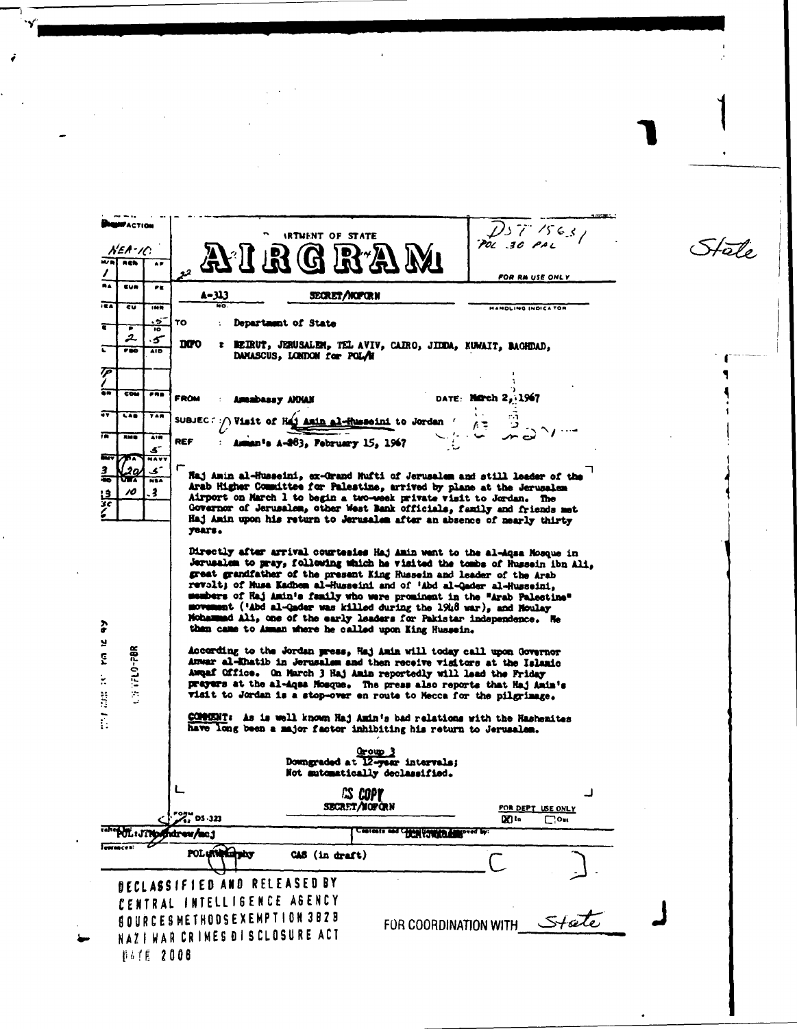DEPARTMENT OF STATE

# AIRGRAM

DST 1563/ POL 30 PAL

FOR RM USE ONLY

A-313 SECRET/NOFORN

HANDLING INDICATOR

TO : Department of State

INFO : BEIRUT, JERUSALEM, TEL AVIV, CAIRO, JIDDA, KUWAIT, BAGHDAD, DAMASCUS, LONDON for POL/M

FROM : Amembassy AMMAN DATE: March 2, 1967

SUBJECT : Visit of Haj Amin al-Husseini to Jordan

REF : Amman's A-283, February 15, 1967

Haj Amin al-Husseini, ex-Grand Mufti of Jerusalem and still leader of the Arab Higher Committee for Palestine, arrived by plane at the Jerusalem Airport on March 1 to begin a two-week private visit to Jordan. The Governor of Jerusalem, other West Bank officials, family and friends met Haj Amin upon his return to Jerusalem after an absence of nearly thirty years.

Directly after arrival courtesies Haj Amin went to the al-Aqsa Mosque in Jerusalem to pray, following which he visited the tombs of Hussein ibn Ali, great grandfather of the present King Hussein and leader of the Arab revolt; of Musa Kadhem al-Husseini and of 'Abd al-Qader al-Husseini, members of Haj Amin's family who were prominent in the "Arab Palestine" movement ('Abd al-Qader was killed during the 1948 war), and Moulay Mohammad Ali, one of the early leaders for Pakistan independence. He then came to Amman where he called upon King Hussein.

According to the Jordan press, Haj Amin will today call upon Governor Anwar al-Khatib in Jerusalem and then receive visitors at the Islamic Awqaf Office. On March 3 Haj Amin reportedly will lead the Friday prayers at the al-Aqsa Mosque. The press also reports that Haj Amin's visit to Jordan is a stop-over en route to Mecca for the pilgrimage.

COMMENT: As is well known Haj Amin's bad relations with the Hashemites have long been a major factor inhibiting his return to Jerusalem.

Group 3
Downgraded at 12-year intervals;
Not automatically declassified.

CS COPY
SECRET/NOFORN

FOR DEPT USE ONLY [X] In [ ] Out

Drafted by: POL:JTMcAndrew/mcj

Contents and Classification Approved by: DCM:

Clearances: POL:RWMurphy CAS (in draft)

DECLASSIFIED AND RELEASED BY
CENTRAL INTELLIGENCE AGENCY
SOURCES METHODS EXEMPTION 3B2B
NAZI WAR CRIMES DISCLOSURE ACT
DATE 2006

FOR COORDINATION WITH State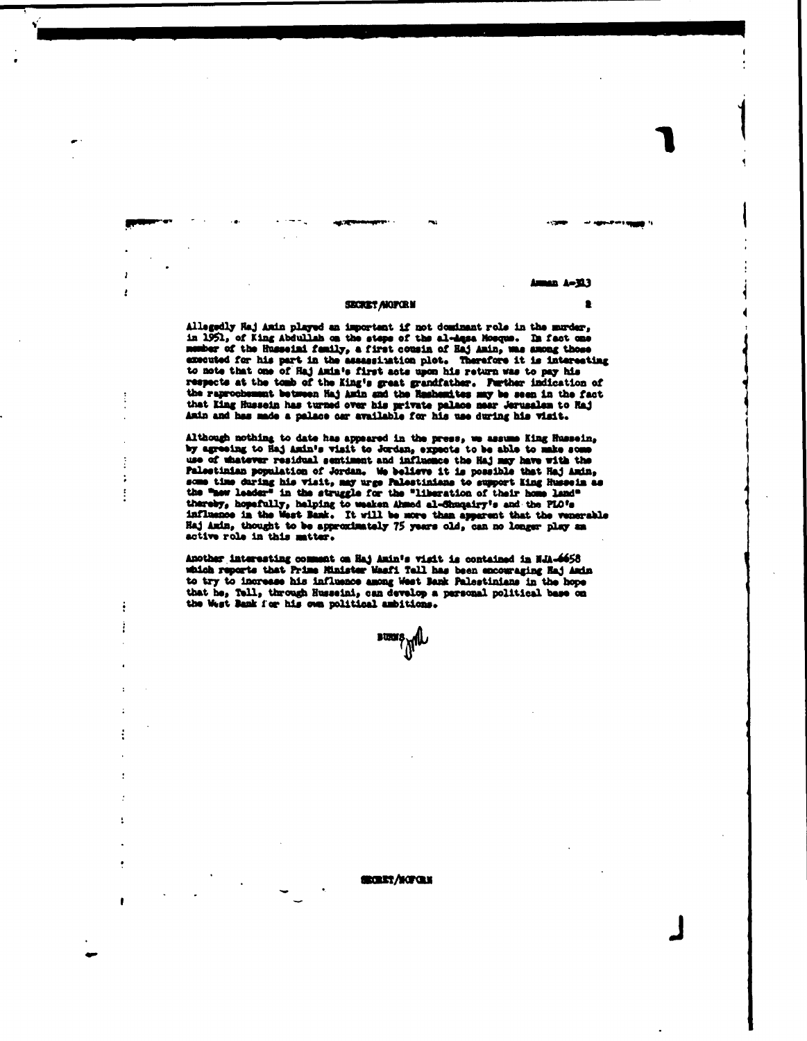Amman A-313

SECRET/NOFORN

Allegedly Haj Amin played an important if not dominant role in the murder, in 1951, of King Abdullah on the steps of the al-Aqsa Mosque. In fact one member of the Husseini family, a first cousin of Haj Amin, was among those executed for his part in the assassination plot. Therefore it is interesting to note that one of Haj Amin's first acts upon his return was to pay his respects at the tomb of the King's great grandfather. Further indication of the raprochement between Haj Amin and the Hashemites may be seen in the fact that King Hussein has turned over his private palace near Jerusalem to Haj Amin and has made a palace car available for his use during his visit.

Although nothing to date has appeared in the press, we assume King Hussein, by agreeing to Haj Amin's visit to Jordan, expects to be able to make some use of whatever residual sentiment and influence the Haj may have with the Palestinian population of Jordan. We believe it is possible that Haj Amin, some time during his visit, may urge Palestinians to support King Hussein as the "new leader" in the struggle for the "liberation of their home land" thereby, hopefully, helping to weaken Ahmed al-Shuqairy's and the PLO's influence in the West Bank. It will be more than apparent that the venerable Haj Amin, thought to be approximately 75 years old, can no longer play an active role in this matter.

Another interesting comment on Haj Amin's visit is contained in NJA-6658 which reports that Prime Minister Wasfi Tell has been encouraging Haj Amin to try to increase his influence among West Bank Palestinians in the hope that he, Tell, through Husseini, can develop a personal political base on the West Bank for his own political ambitions.

BURNS

SECRET/NOFORN